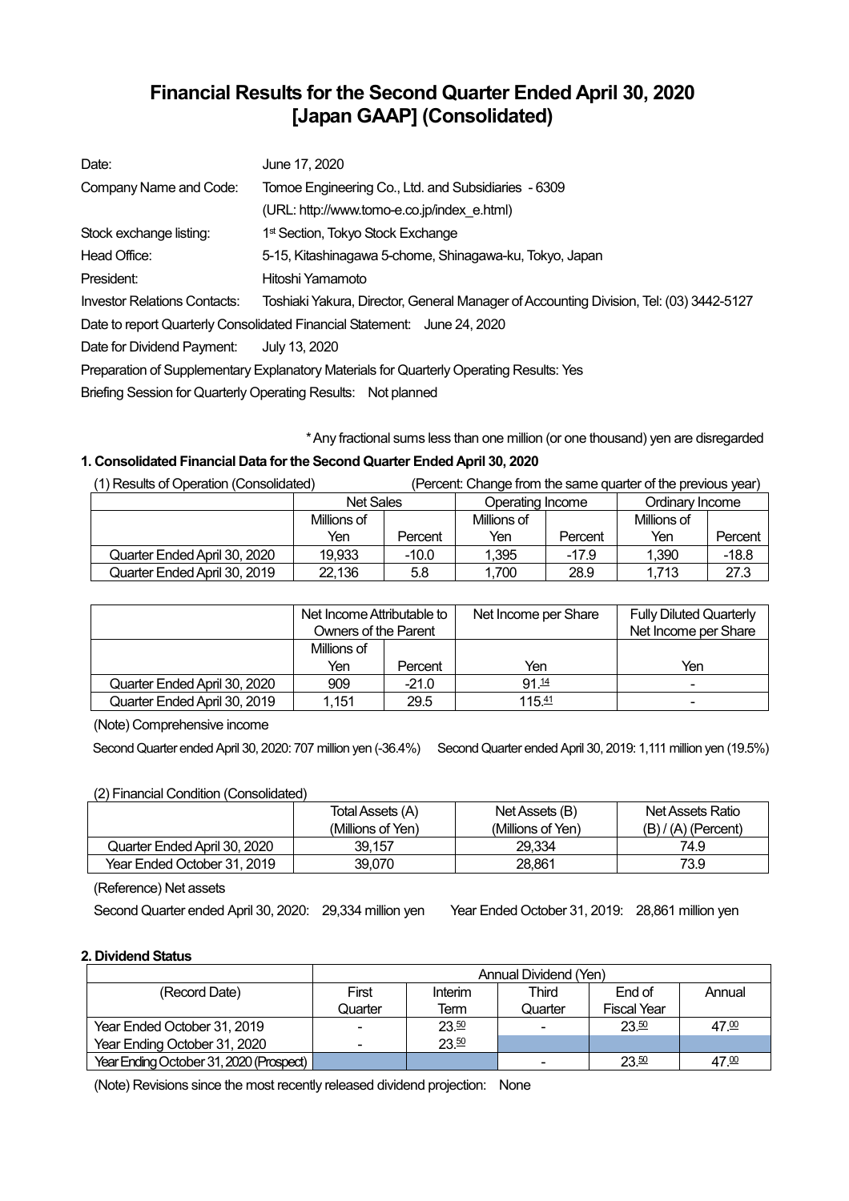# Financial Results for the Second Quarter Ended April 30, 2020
# [Japan GAAP] (Consolidated)

Date: June 17, 2020

Company Name and Code: Tomoe Engineering Co., Ltd. and Subsidiaries - 6309

(URL: http://www.tomo-e.co.jp/index_e.html)

Stock exchange listing: 1st Section, Tokyo Stock Exchange

Head Office: 5-15, Kitashinagawa 5-chome, Shinagawa-ku, Tokyo, Japan

President: Hitoshi Yamamoto

Investor Relations Contacts: Toshiaki Yakura, Director, General Manager of Accounting Division, Tel: (03) 3442-5127

Date to report Quarterly Consolidated Financial Statement: June 24, 2020

Date for Dividend Payment: July 13, 2020

Preparation of Supplementary Explanatory Materials for Quarterly Operating Results: Yes

Briefing Session for Quarterly Operating Results: Not planned

\* Any fractional sums less than one million (or one thousand) yen are disregarded

### 1. Consolidated Financial Data for the Second Quarter Ended April 30, 2020

(1) Results of Operation (Consolidated) (Percent: Change from the same quarter of the previous year)

| | Net Sales | | Operating Income | | Ordinary Income | |
|---|---|---|---|---|---|---|
| | Millions of Yen | Percent | Millions of Yen | Percent | Millions of Yen | Percent |
| Quarter Ended April 30, 2020 | 19,933 | -10.0 | 1,395 | -17.9 | 1,390 | -18.8 |
| Quarter Ended April 30, 2019 | 22,136 | 5.8 | 1,700 | 28.9 | 1,713 | 27.3 |

| | Net Income Attributable to Owners of the Parent | | Net Income per Share | Fully Diluted Quarterly Net Income per Share |
|---|---|---|---|---|
| | Millions of Yen | Percent | Yen | Yen |
| Quarter Ended April 30, 2020 | 909 | -21.0 | 91.14 | - |
| Quarter Ended April 30, 2019 | 1,151 | 29.5 | 115.41 | - |

(Note) Comprehensive income

Second Quarter ended April 30, 2020: 707 million yen (-36.4%) Second Quarter ended April 30, 2019: 1,111 million yen (19.5%)

(2) Financial Condition (Consolidated)

| | Total Assets (A) (Millions of Yen) | Net Assets (B) (Millions of Yen) | Net Assets Ratio (B) / (A) (Percent) |
|---|---|---|---|
| Quarter Ended April 30, 2020 | 39,157 | 29,334 | 74.9 |
| Year Ended October 31, 2019 | 39,070 | 28,861 | 73.9 |

(Reference) Net assets

Second Quarter ended April 30, 2020: 29,334 million yen Year Ended October 31, 2019: 28,861 million yen

### 2. Dividend Status

| | Annual Dividend (Yen) | | | | |
|---|---|---|---|---|---|
| (Record Date) | First Quarter | Interim Term | Third Quarter | End of Fiscal Year | Annual |
| Year Ended October 31, 2019 | - | 23.50 | - | 23.50 | 47.00 |
| Year Ending October 31, 2020 | - | 23.50 | | | |
| Year Ending October 31, 2020 (Prospect) | | | - | 23.50 | 47.00 |

(Note) Revisions since the most recently released dividend projection: None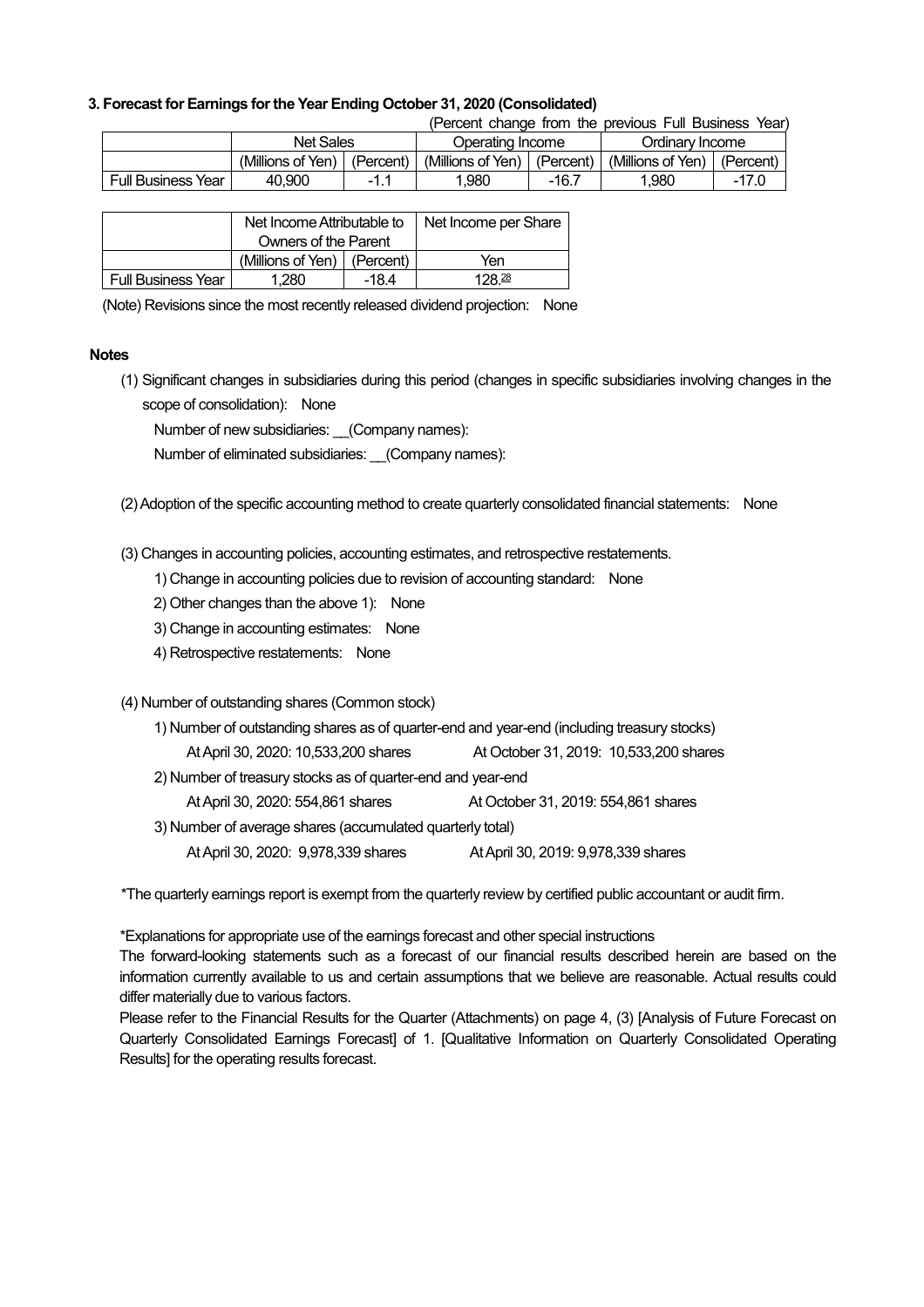### 3. Forecast for Earnings for the Year Ending October 31, 2020 (Consolidated)

(Percent change from the previous Full Business Year)

| | Net Sales | | Operating Income | | Ordinary Income | |
|---|---|---|---|---|---|---|
| | (Millions of Yen) | (Percent) | (Millions of Yen) | (Percent) | (Millions of Yen) | (Percent) |
| Full Business Year | 40,900 | -1.1 | 1,980 | -16.7 | 1,980 | -17.0 |

| | Net Income Attributable to Owners of the Parent | | Net Income per Share |
|---|---|---|---|
| | (Millions of Yen) | (Percent) | Yen |
| Full Business Year | 1,280 | -18.4 | 128.28 |

(Note) Revisions since the most recently released dividend projection: None

**Notes**

(1) Significant changes in subsidiaries during this period (changes in specific subsidiaries involving changes in the scope of consolidation): None

Number of new subsidiaries: __(Company names):

Number of eliminated subsidiaries: __(Company names):

(2) Adoption of the specific accounting method to create quarterly consolidated financial statements: None

(3) Changes in accounting policies, accounting estimates, and retrospective restatements.

1) Change in accounting policies due to revision of accounting standard: None

2) Other changes than the above 1): None

3) Change in accounting estimates: None

4) Retrospective restatements: None

(4) Number of outstanding shares (Common stock)

1) Number of outstanding shares as of quarter-end and year-end (including treasury stocks)

At April 30, 2020: 10,533,200 shares At October 31, 2019: 10,533,200 shares

2) Number of treasury stocks as of quarter-end and year-end

At April 30, 2020: 554,861 shares At October 31, 2019: 554,861 shares

3) Number of average shares (accumulated quarterly total)

At April 30, 2020: 9,978,339 shares At April 30, 2019: 9,978,339 shares

*The quarterly earnings report is exempt from the quarterly review by certified public accountant or audit firm.

*Explanations for appropriate use of the earnings forecast and other special instructions

The forward-looking statements such as a forecast of our financial results described herein are based on the information currently available to us and certain assumptions that we believe are reasonable. Actual results could differ materially due to various factors.

Please refer to the Financial Results for the Quarter (Attachments) on page 4, (3) [Analysis of Future Forecast on Quarterly Consolidated Earnings Forecast] of 1. [Qualitative Information on Quarterly Consolidated Operating Results] for the operating results forecast.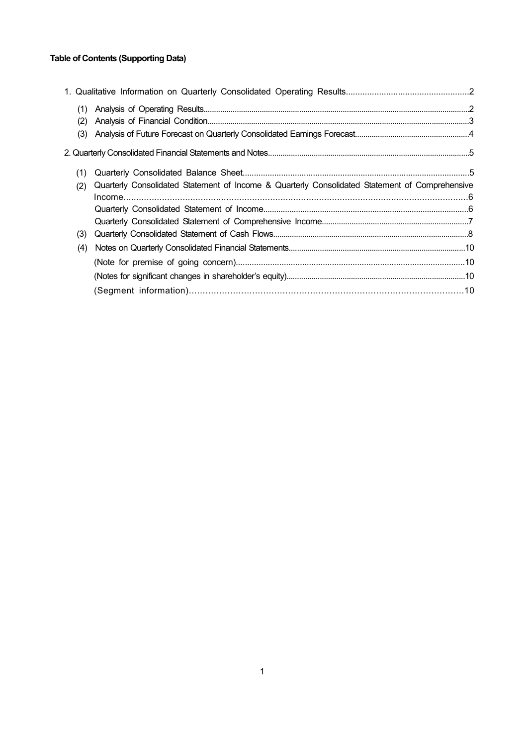**Table of Contents (Supporting Data)**

1. Qualitative Information on Quarterly Consolidated Operating Results....................................................2
   - (1) Analysis of Operating Results....................................................2
   - (2) Analysis of Financial Condition....................................................3
   - (3) Analysis of Future Forecast on Quarterly Consolidated Earnings Forecast....................................................4

2. Quarterly Consolidated Financial Statements and Notes....................................................5
   - (1) Quarterly Consolidated Balance Sheet....................................................5
   - (2) Quarterly Consolidated Statement of Income & Quarterly Consolidated Statement of Comprehensive Income....................................................6
     - Quarterly Consolidated Statement of Income....................................................6
     - Quarterly Consolidated Statement of Comprehensive Income....................................................7
   - (3) Quarterly Consolidated Statement of Cash Flows....................................................8
   - (4) Notes on Quarterly Consolidated Financial Statements....................................................10
     - (Note for premise of going concern)....................................................10
     - (Notes for significant changes in shareholder's equity)....................................................10
     - (Segment information)....................................................10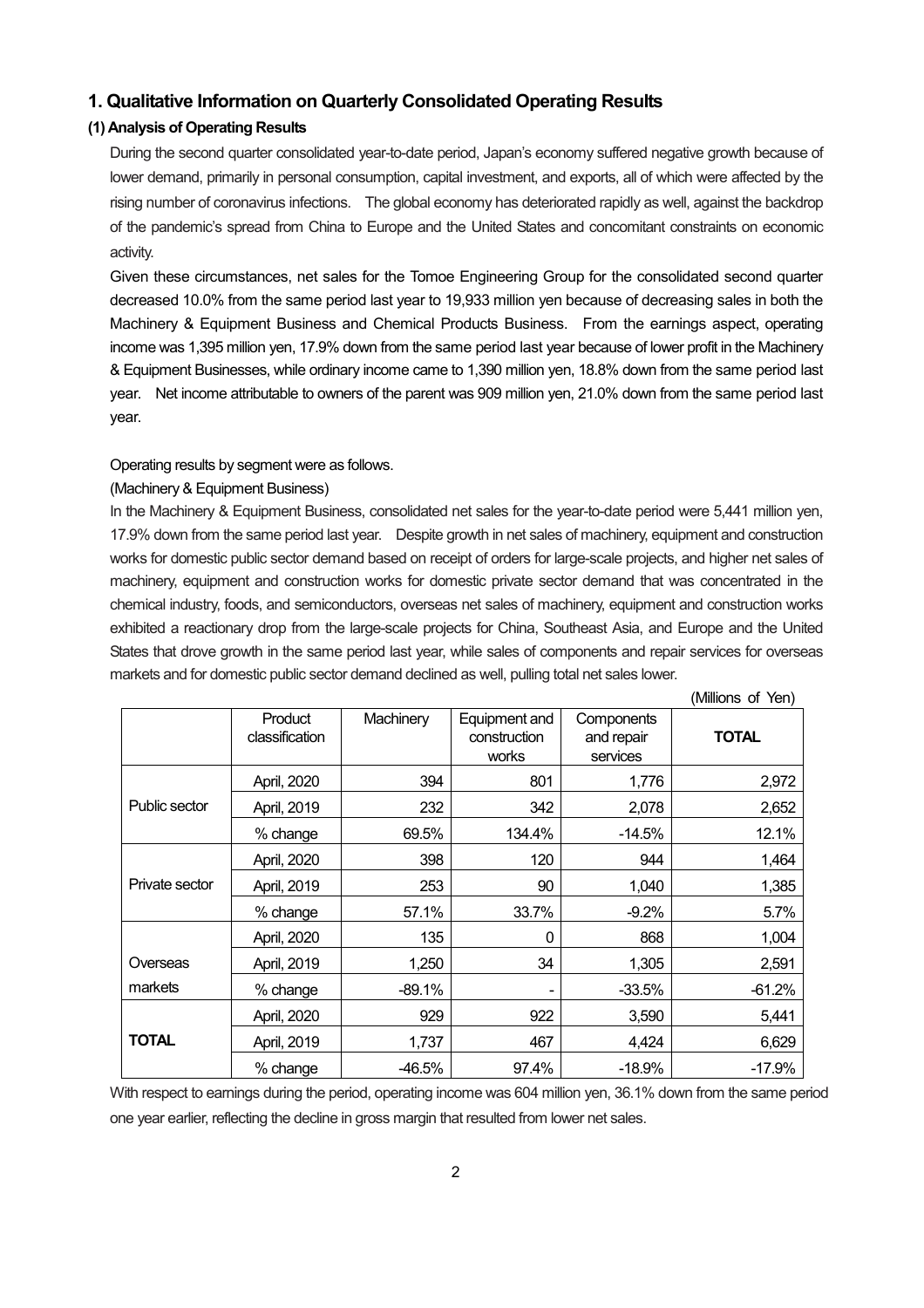## 1. Qualitative Information on Quarterly Consolidated Operating Results

### (1) Analysis of Operating Results

During the second quarter consolidated year-to-date period, Japan's economy suffered negative growth because of lower demand, primarily in personal consumption, capital investment, and exports, all of which were affected by the rising number of coronavirus infections. The global economy has deteriorated rapidly as well, against the backdrop of the pandemic's spread from China to Europe and the United States and concomitant constraints on economic activity.

Given these circumstances, net sales for the Tomoe Engineering Group for the consolidated second quarter decreased 10.0% from the same period last year to 19,933 million yen because of decreasing sales in both the Machinery & Equipment Business and Chemical Products Business. From the earnings aspect, operating income was 1,395 million yen, 17.9% down from the same period last year because of lower profit in the Machinery & Equipment Businesses, while ordinary income came to 1,390 million yen, 18.8% down from the same period last year. Net income attributable to owners of the parent was 909 million yen, 21.0% down from the same period last year.

Operating results by segment were as follows.

(Machinery & Equipment Business)

In the Machinery & Equipment Business, consolidated net sales for the year-to-date period were 5,441 million yen, 17.9% down from the same period last year. Despite growth in net sales of machinery, equipment and construction works for domestic public sector demand based on receipt of orders for large-scale projects, and higher net sales of machinery, equipment and construction works for domestic private sector demand that was concentrated in the chemical industry, foods, and semiconductors, overseas net sales of machinery, equipment and construction works exhibited a reactionary drop from the large-scale projects for China, Southeast Asia, and Europe and the United States that drove growth in the same period last year, while sales of components and repair services for overseas markets and for domestic public sector demand declined as well, pulling total net sales lower.

(Millions of Yen)

| | Product classification | Machinery | Equipment and construction works | Components and repair services | **TOTAL** |
|---|---|---|---|---|---|
| Public sector | April, 2020 | 394 | 801 | 1,776 | 2,972 |
| | April, 2019 | 232 | 342 | 2,078 | 2,652 |
| | % change | 69.5% | 134.4% | -14.5% | 12.1% |
| Private sector | April, 2020 | 398 | 120 | 944 | 1,464 |
| | April, 2019 | 253 | 90 | 1,040 | 1,385 |
| | % change | 57.1% | 33.7% | -9.2% | 5.7% |
| Overseas markets | April, 2020 | 135 | 0 | 868 | 1,004 |
| | April, 2019 | 1,250 | 34 | 1,305 | 2,591 |
| | % change | -89.1% | - | -33.5% | -61.2% |
| **TOTAL** | April, 2020 | 929 | 922 | 3,590 | 5,441 |
| | April, 2019 | 1,737 | 467 | 4,424 | 6,629 |
| | % change | -46.5% | 97.4% | -18.9% | -17.9% |

With respect to earnings during the period, operating income was 604 million yen, 36.1% down from the same period one year earlier, reflecting the decline in gross margin that resulted from lower net sales.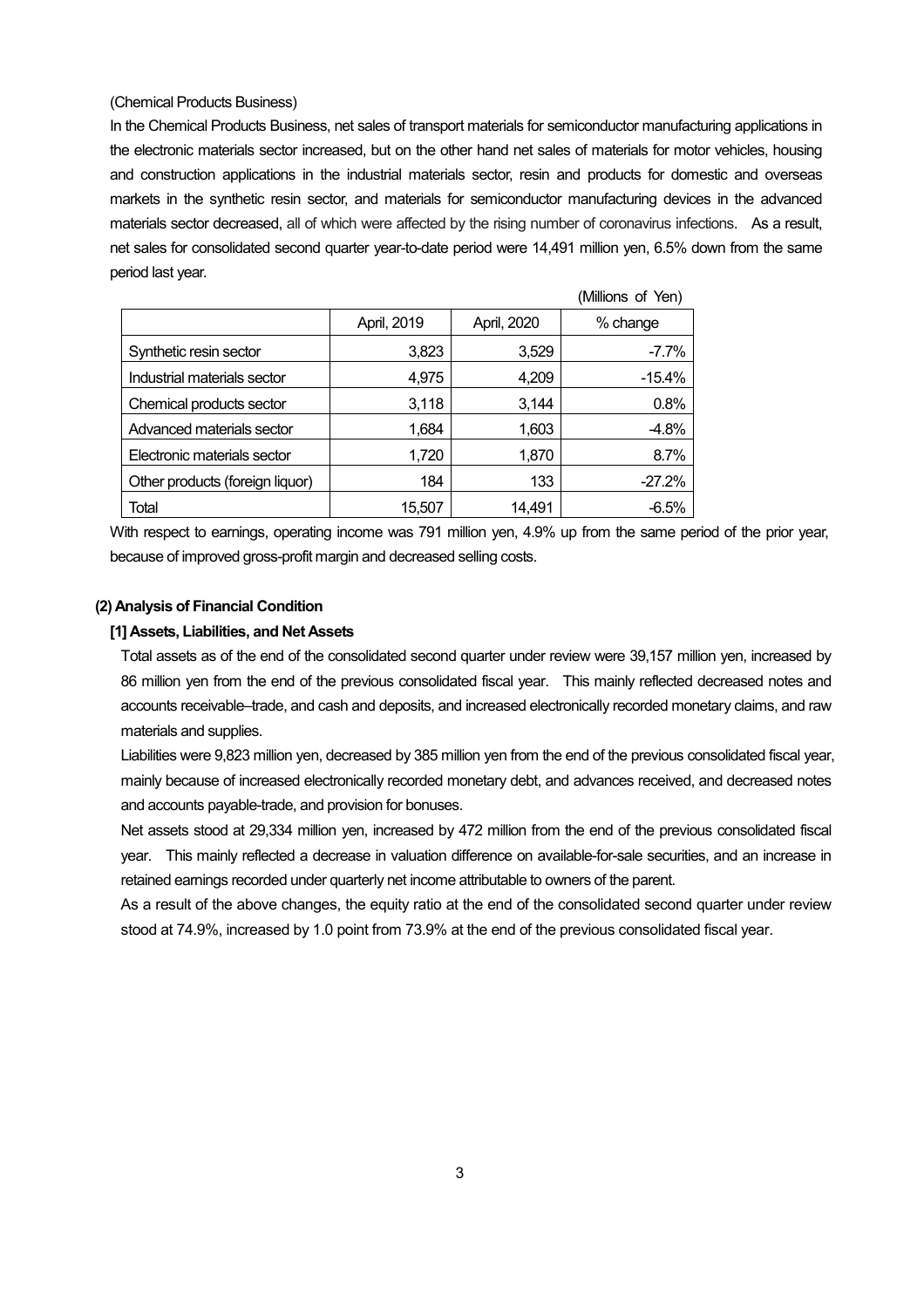(Chemical Products Business)

In the Chemical Products Business, net sales of transport materials for semiconductor manufacturing applications in the electronic materials sector increased, but on the other hand net sales of materials for motor vehicles, housing and construction applications in the industrial materials sector, resin and products for domestic and overseas markets in the synthetic resin sector, and materials for semiconductor manufacturing devices in the advanced materials sector decreased, all of which were affected by the rising number of coronavirus infections. As a result, net sales for consolidated second quarter year-to-date period were 14,491 million yen, 6.5% down from the same period last year.

(Millions of Yen)

| | April, 2019 | April, 2020 | % change |
|---|---|---|---|
| Synthetic resin sector | 3,823 | 3,529 | -7.7% |
| Industrial materials sector | 4,975 | 4,209 | -15.4% |
| Chemical products sector | 3,118 | 3,144 | 0.8% |
| Advanced materials sector | 1,684 | 1,603 | -4.8% |
| Electronic materials sector | 1,720 | 1,870 | 8.7% |
| Other products (foreign liquor) | 184 | 133 | -27.2% |
| Total | 15,507 | 14,491 | -6.5% |

With respect to earnings, operating income was 791 million yen, 4.9% up from the same period of the prior year, because of improved gross-profit margin and decreased selling costs.

### (2) Analysis of Financial Condition

#### [1] Assets, Liabilities, and Net Assets

Total assets as of the end of the consolidated second quarter under review were 39,157 million yen, increased by 86 million yen from the end of the previous consolidated fiscal year. This mainly reflected decreased notes and accounts receivable–trade, and cash and deposits, and increased electronically recorded monetary claims, and raw materials and supplies.

Liabilities were 9,823 million yen, decreased by 385 million yen from the end of the previous consolidated fiscal year, mainly because of increased electronically recorded monetary debt, and advances received, and decreased notes and accounts payable-trade, and provision for bonuses.

Net assets stood at 29,334 million yen, increased by 472 million from the end of the previous consolidated fiscal year. This mainly reflected a decrease in valuation difference on available-for-sale securities, and an increase in retained earnings recorded under quarterly net income attributable to owners of the parent.

As a result of the above changes, the equity ratio at the end of the consolidated second quarter under review stood at 74.9%, increased by 1.0 point from 73.9% at the end of the previous consolidated fiscal year.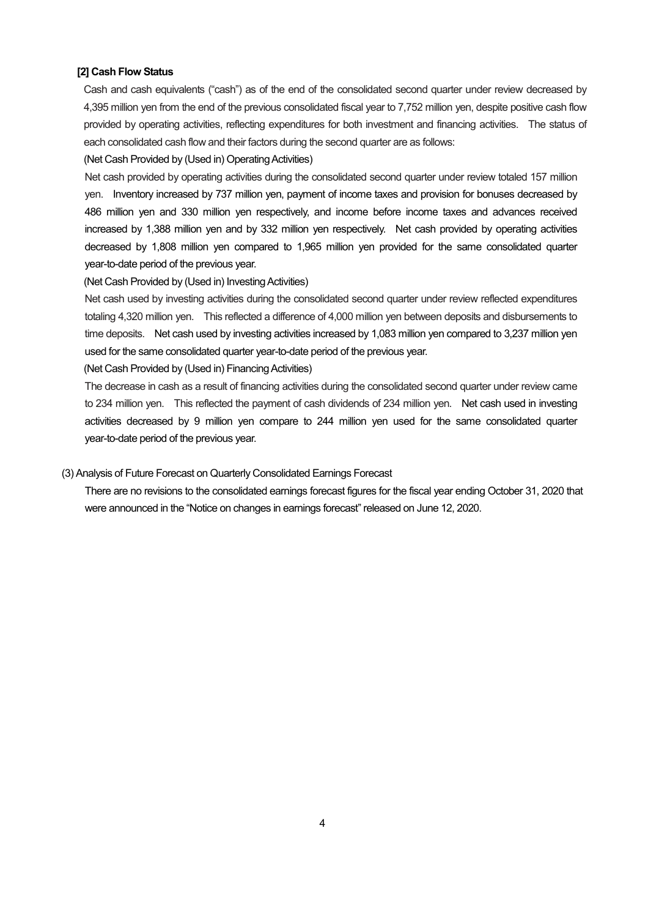**[2] Cash Flow Status**

Cash and cash equivalents ("cash") as of the end of the consolidated second quarter under review decreased by 4,395 million yen from the end of the previous consolidated fiscal year to 7,752 million yen, despite positive cash flow provided by operating activities, reflecting expenditures for both investment and financing activities. The status of each consolidated cash flow and their factors during the second quarter are as follows:

(Net Cash Provided by (Used in) Operating Activities)

Net cash provided by operating activities during the consolidated second quarter under review totaled 157 million yen. Inventory increased by 737 million yen, payment of income taxes and provision for bonuses decreased by 486 million yen and 330 million yen respectively, and income before income taxes and advances received increased by 1,388 million yen and by 332 million yen respectively. Net cash provided by operating activities decreased by 1,808 million yen compared to 1,965 million yen provided for the same consolidated quarter year-to-date period of the previous year.

(Net Cash Provided by (Used in) Investing Activities)

Net cash used by investing activities during the consolidated second quarter under review reflected expenditures totaling 4,320 million yen. This reflected a difference of 4,000 million yen between deposits and disbursements to time deposits. Net cash used by investing activities increased by 1,083 million yen compared to 3,237 million yen used for the same consolidated quarter year-to-date period of the previous year.

(Net Cash Provided by (Used in) Financing Activities)

The decrease in cash as a result of financing activities during the consolidated second quarter under review came to 234 million yen. This reflected the payment of cash dividends of 234 million yen. Net cash used in investing activities decreased by 9 million yen compare to 244 million yen used for the same consolidated quarter year-to-date period of the previous year.

(3) Analysis of Future Forecast on Quarterly Consolidated Earnings Forecast

There are no revisions to the consolidated earnings forecast figures for the fiscal year ending October 31, 2020 that were announced in the "Notice on changes in earnings forecast" released on June 12, 2020.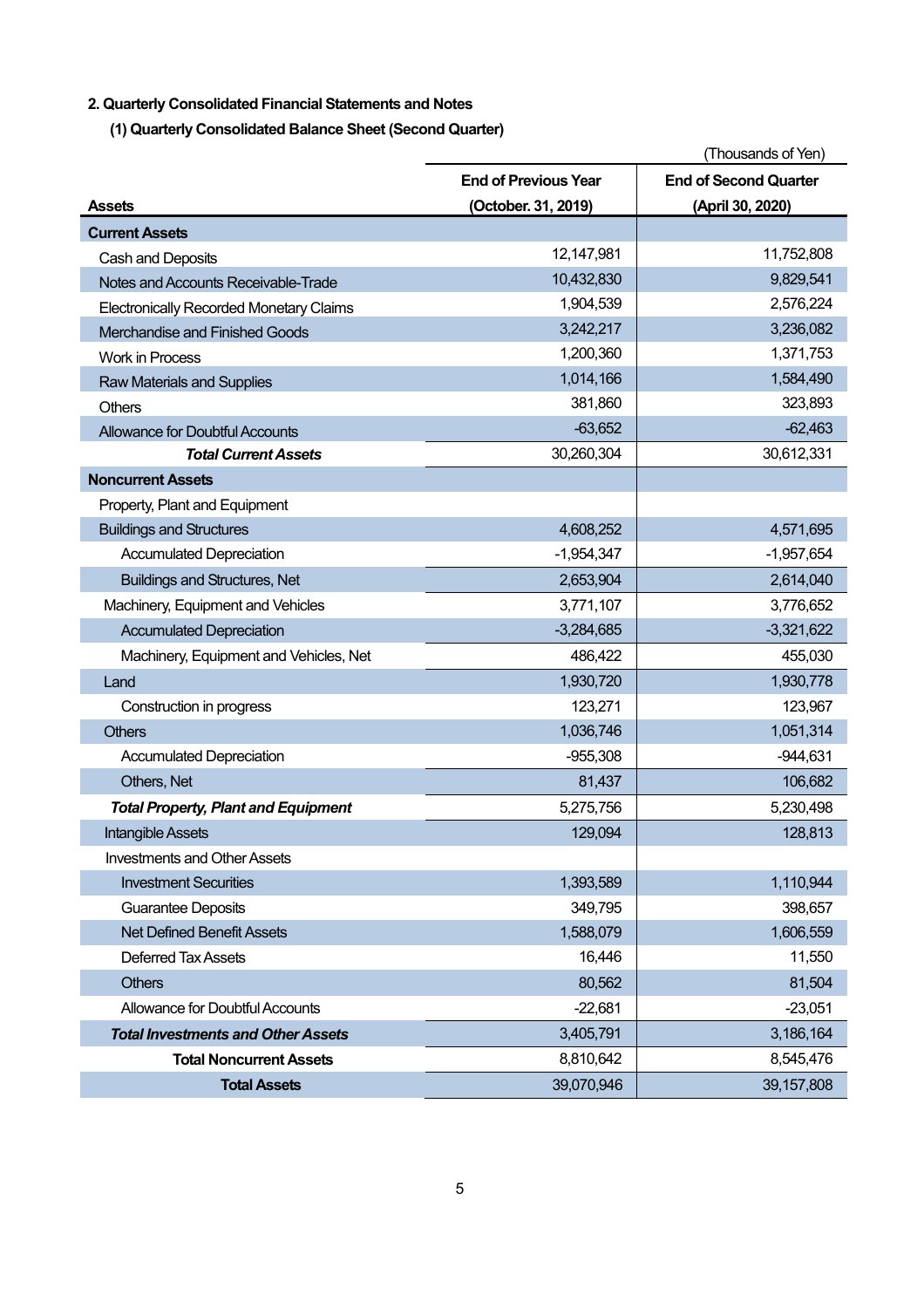## 2. Quarterly Consolidated Financial Statements and Notes

### (1) Quarterly Consolidated Balance Sheet (Second Quarter)

(Thousands of Yen)

| Assets | End of Previous Year (October. 31, 2019) | End of Second Quarter (April 30, 2020) |
|---|---|---|
| **Current Assets** | | |
| Cash and Deposits | 12,147,981 | 11,752,808 |
| Notes and Accounts Receivable-Trade | 10,432,830 | 9,829,541 |
| Electronically Recorded Monetary Claims | 1,904,539 | 2,576,224 |
| Merchandise and Finished Goods | 3,242,217 | 3,236,082 |
| Work in Process | 1,200,360 | 1,371,753 |
| Raw Materials and Supplies | 1,014,166 | 1,584,490 |
| Others | 381,860 | 323,893 |
| Allowance for Doubtful Accounts | -63,652 | -62,463 |
| ***Total Current Assets*** | 30,260,304 | 30,612,331 |
| **Noncurrent Assets** | | |
| Property, Plant and Equipment | | |
| Buildings and Structures | 4,608,252 | 4,571,695 |
| Accumulated Depreciation | -1,954,347 | -1,957,654 |
| Buildings and Structures, Net | 2,653,904 | 2,614,040 |
| Machinery, Equipment and Vehicles | 3,771,107 | 3,776,652 |
| Accumulated Depreciation | -3,284,685 | -3,321,622 |
| Machinery, Equipment and Vehicles, Net | 486,422 | 455,030 |
| Land | 1,930,720 | 1,930,778 |
| Construction in progress | 123,271 | 123,967 |
| Others | 1,036,746 | 1,051,314 |
| Accumulated Depreciation | -955,308 | -944,631 |
| Others, Net | 81,437 | 106,682 |
| ***Total Property, Plant and Equipment*** | 5,275,756 | 5,230,498 |
| Intangible Assets | 129,094 | 128,813 |
| Investments and Other Assets | | |
| Investment Securities | 1,393,589 | 1,110,944 |
| Guarantee Deposits | 349,795 | 398,657 |
| Net Defined Benefit Assets | 1,588,079 | 1,606,559 |
| Deferred Tax Assets | 16,446 | 11,550 |
| Others | 80,562 | 81,504 |
| Allowance for Doubtful Accounts | -22,681 | -23,051 |
| ***Total Investments and Other Assets*** | 3,405,791 | 3,186,164 |
| **Total Noncurrent Assets** | 8,810,642 | 8,545,476 |
| **Total Assets** | 39,070,946 | 39,157,808 |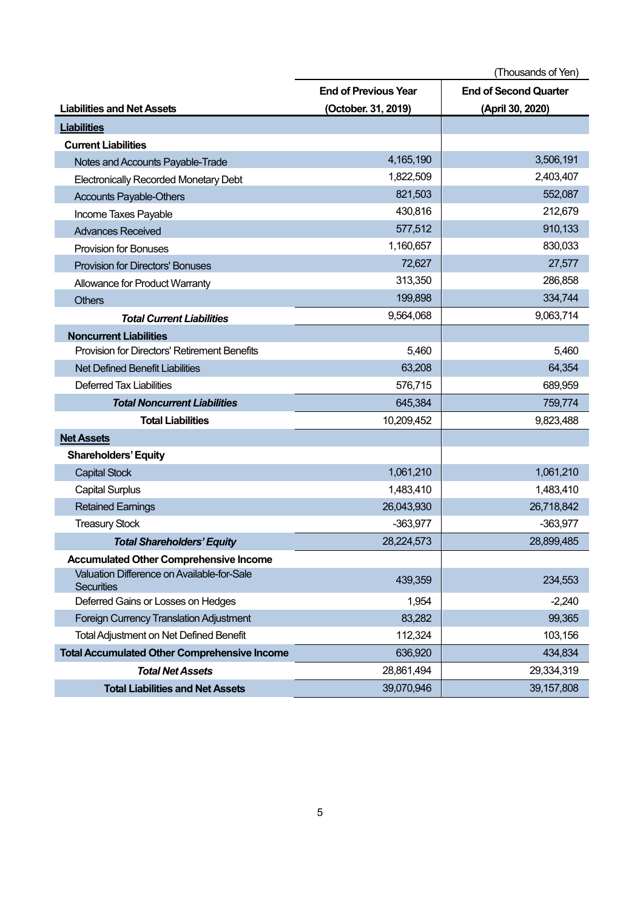(Thousands of Yen)

| Liabilities and Net Assets | End of Previous Year (October. 31, 2019) | End of Second Quarter (April 30, 2020) |
|---|---|---|
| **Liabilities** | | |
| **Current Liabilities** | | |
| Notes and Accounts Payable-Trade | 4,165,190 | 3,506,191 |
| Electronically Recorded Monetary Debt | 1,822,509 | 2,403,407 |
| Accounts Payable-Others | 821,503 | 552,087 |
| Income Taxes Payable | 430,816 | 212,679 |
| Advances Received | 577,512 | 910,133 |
| Provision for Bonuses | 1,160,657 | 830,033 |
| Provision for Directors' Bonuses | 72,627 | 27,577 |
| Allowance for Product Warranty | 313,350 | 286,858 |
| Others | 199,898 | 334,744 |
| ***Total Current Liabilities*** | 9,564,068 | 9,063,714 |
| **Noncurrent Liabilities** | | |
| Provision for Directors' Retirement Benefits | 5,460 | 5,460 |
| Net Defined Benefit Liabilities | 63,208 | 64,354 |
| Deferred Tax Liabilities | 576,715 | 689,959 |
| ***Total Noncurrent Liabilities*** | 645,384 | 759,774 |
| **Total Liabilities** | 10,209,452 | 9,823,488 |
| **Net Assets** | | |
| **Shareholders' Equity** | | |
| Capital Stock | 1,061,210 | 1,061,210 |
| Capital Surplus | 1,483,410 | 1,483,410 |
| Retained Earnings | 26,043,930 | 26,718,842 |
| Treasury Stock | -363,977 | -363,977 |
| ***Total Shareholders' Equity*** | 28,224,573 | 28,899,485 |
| **Accumulated Other Comprehensive Income** | | |
| Valuation Difference on Available-for-Sale Securities | 439,359 | 234,553 |
| Deferred Gains or Losses on Hedges | 1,954 | -2,240 |
| Foreign Currency Translation Adjustment | 83,282 | 99,365 |
| Total Adjustment on Net Defined Benefit | 112,324 | 103,156 |
| **Total Accumulated Other Comprehensive Income** | 636,920 | 434,834 |
| ***Total Net Assets*** | 28,861,494 | 29,334,319 |
| **Total Liabilities and Net Assets** | 39,070,946 | 39,157,808 |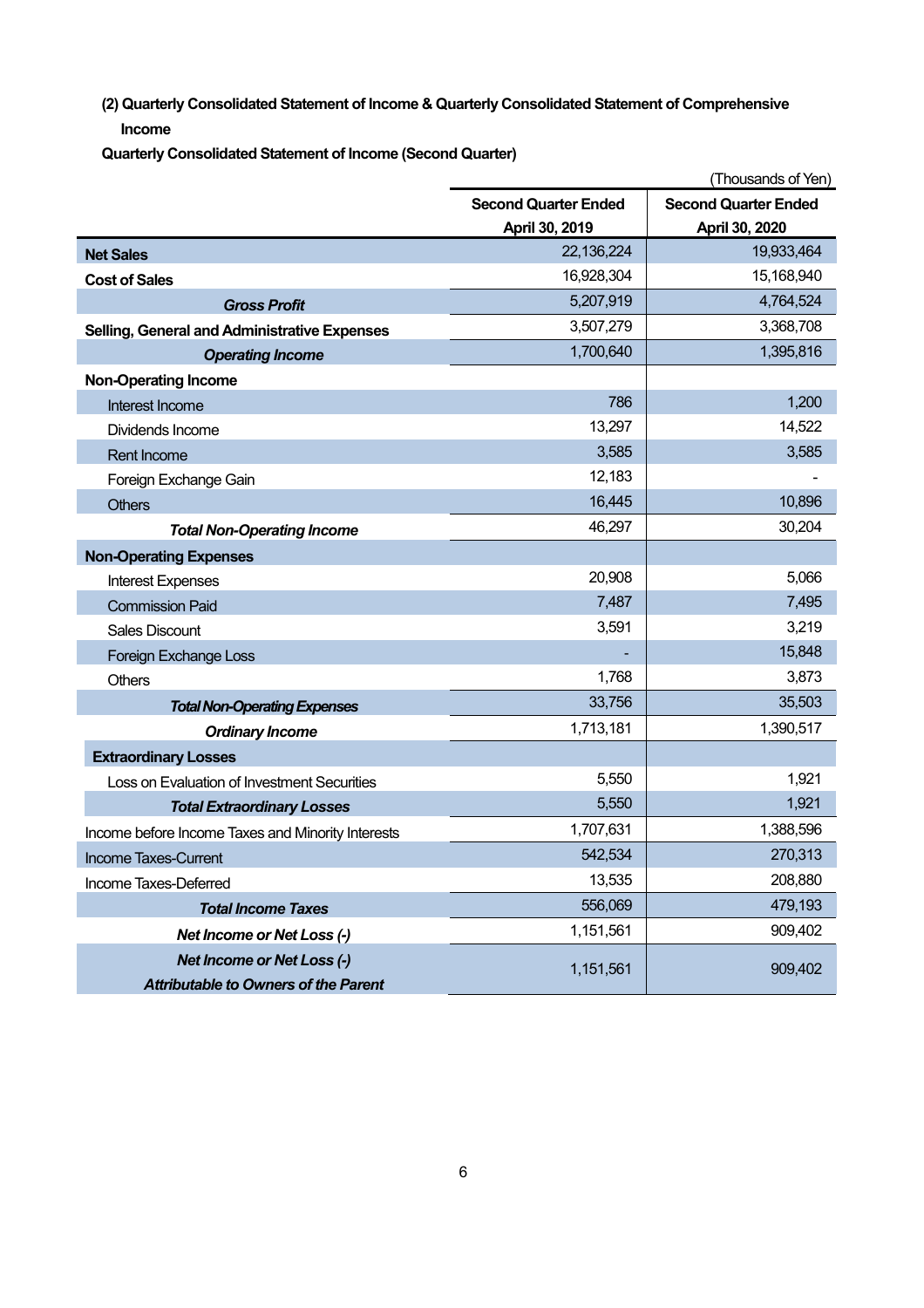**(2) Quarterly Consolidated Statement of Income & Quarterly Consolidated Statement of Comprehensive Income**

**Quarterly Consolidated Statement of Income (Second Quarter)**

(Thousands of Yen)

| | Second Quarter Ended April 30, 2019 | Second Quarter Ended April 30, 2020 |
|---|---|---|
| **Net Sales** | 22,136,224 | 19,933,464 |
| **Cost of Sales** | 16,928,304 | 15,168,940 |
| ***Gross Profit*** | 5,207,919 | 4,764,524 |
| **Selling, General and Administrative Expenses** | 3,507,279 | 3,368,708 |
| ***Operating Income*** | 1,700,640 | 1,395,816 |
| **Non-Operating Income** | | |
| Interest Income | 786 | 1,200 |
| Dividends Income | 13,297 | 14,522 |
| Rent Income | 3,585 | 3,585 |
| Foreign Exchange Gain | 12,183 | - |
| Others | 16,445 | 10,896 |
| ***Total Non-Operating Income*** | 46,297 | 30,204 |
| **Non-Operating Expenses** | | |
| Interest Expenses | 20,908 | 5,066 |
| Commission Paid | 7,487 | 7,495 |
| Sales Discount | 3,591 | 3,219 |
| Foreign Exchange Loss | - | 15,848 |
| Others | 1,768 | 3,873 |
| ***Total Non-Operating Expenses*** | 33,756 | 35,503 |
| ***Ordinary Income*** | 1,713,181 | 1,390,517 |
| **Extraordinary Losses** | | |
| Loss on Evaluation of Investment Securities | 5,550 | 1,921 |
| ***Total Extraordinary Losses*** | 5,550 | 1,921 |
| Income before Income Taxes and Minority Interests | 1,707,631 | 1,388,596 |
| Income Taxes-Current | 542,534 | 270,313 |
| Income Taxes-Deferred | 13,535 | 208,880 |
| ***Total Income Taxes*** | 556,069 | 479,193 |
| ***Net Income or Net Loss (-)*** | 1,151,561 | 909,402 |
| ***Net Income or Net Loss (-) Attributable to Owners of the Parent*** | 1,151,561 | 909,402 |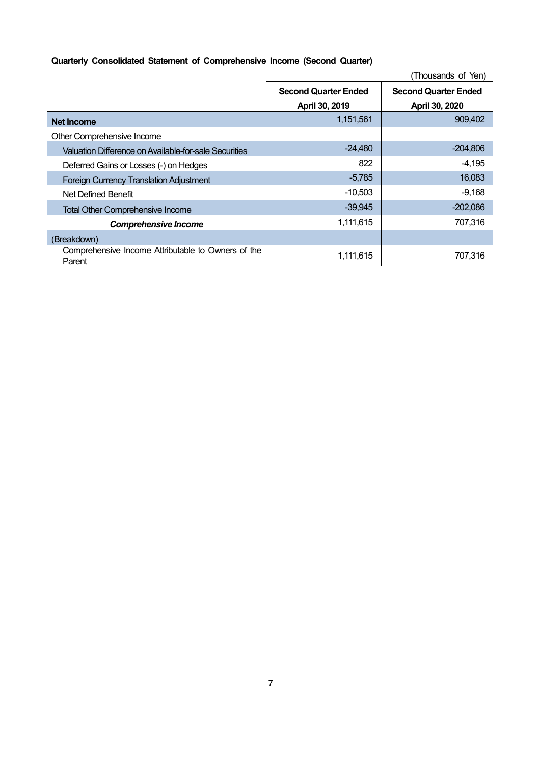**Quarterly Consolidated Statement of Comprehensive Income (Second Quarter)**

(Thousands of Yen)

| | Second Quarter Ended April 30, 2019 | Second Quarter Ended April 30, 2020 |
|---|---|---|
| **Net Income** | 1,151,561 | 909,402 |
| Other Comprehensive Income | | |
| Valuation Difference on Available-for-sale Securities | -24,480 | -204,806 |
| Deferred Gains or Losses (-) on Hedges | 822 | -4,195 |
| Foreign Currency Translation Adjustment | -5,785 | 16,083 |
| Net Defined Benefit | -10,503 | -9,168 |
| Total Other Comprehensive Income | -39,945 | -202,086 |
| ***Comprehensive Income*** | 1,111,615 | 707,316 |
| (Breakdown) | | |
| Comprehensive Income Attributable to Owners of the Parent | 1,111,615 | 707,316 |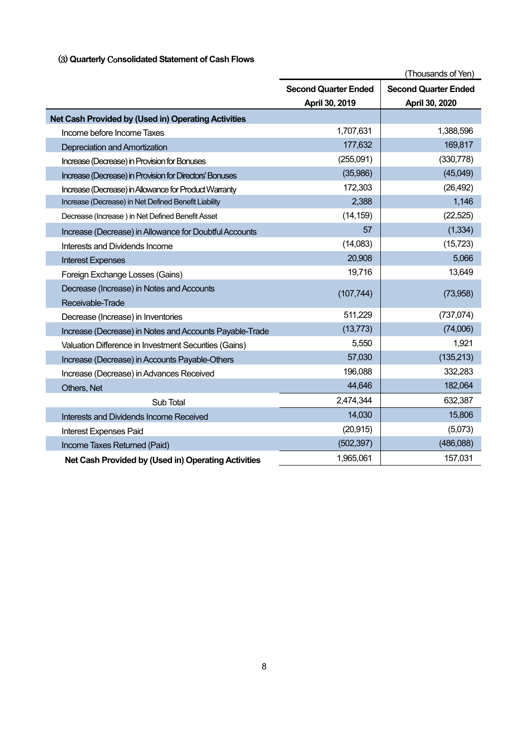### ⑶ Quarterly Consolidated Statement of Cash Flows

(Thousands of Yen)

| | Second Quarter Ended April 30, 2019 | Second Quarter Ended April 30, 2020 |
|---|---|---|
| **Net Cash Provided by (Used in) Operating Activities** | | |
| Income before Income Taxes | 1,707,631 | 1,388,596 |
| Depreciation and Amortization | 177,632 | 169,817 |
| Increase (Decrease) in Provision for Bonuses | (255,091) | (330,778) |
| Increase (Decrease) in Provision for Directors' Bonuses | (35,986) | (45,049) |
| Increase (Decrease) in Allowance for Product Warranty | 172,303 | (26,492) |
| Increase (Decrease) in Net Defined Benefit Liability | 2,388 | 1,146 |
| Decrease (Increase ) in Net Defined Benefit Asset | (14,159) | (22,525) |
| Increase (Decrease) in Allowance for Doubtful Accounts | 57 | (1,334) |
| Interests and Dividends Income | (14,083) | (15,723) |
| Interest Expenses | 20,908 | 5,066 |
| Foreign Exchange Losses (Gains) | 19,716 | 13,649 |
| Decrease (Increase) in Notes and Accounts Receivable-Trade | (107,744) | (73,958) |
| Decrease (Increase) in Inventories | 511,229 | (737,074) |
| Increase (Decrease) in Notes and Accounts Payable-Trade | (13,773) | (74,006) |
| Valuation Difference in Investment Securities (Gains) | 5,550 | 1,921 |
| Increase (Decrease) in Accounts Payable-Others | 57,030 | (135,213) |
| Increase (Decrease) in Advances Received | 196,088 | 332,283 |
| Others, Net | 44,646 | 182,064 |
| Sub Total | 2,474,344 | 632,387 |
| Interests and Dividends Income Received | 14,030 | 15,806 |
| Interest Expenses Paid | (20,915) | (5,073) |
| Income Taxes Returned (Paid) | (502,397) | (486,088) |
| **Net Cash Provided by (Used in) Operating Activities** | 1,965,061 | 157,031 |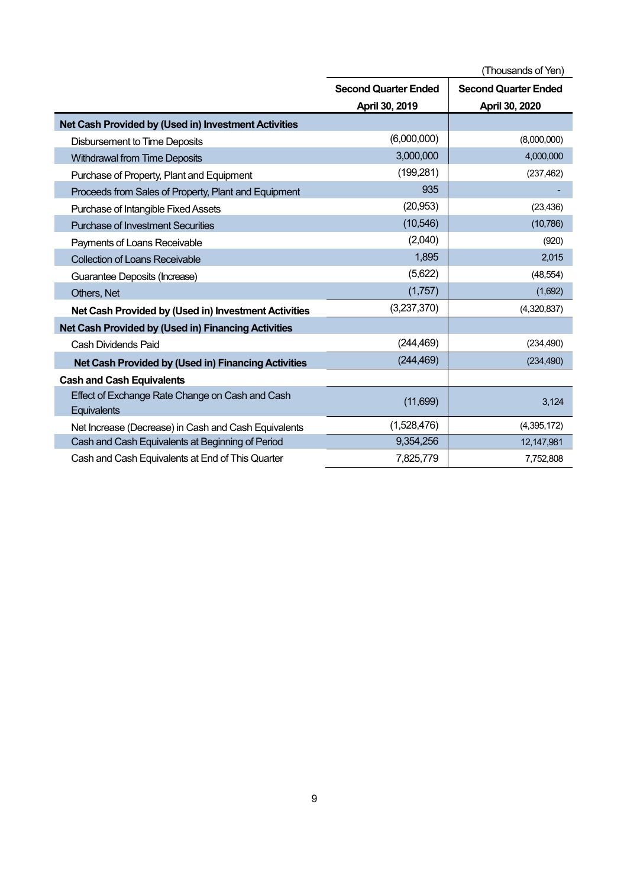(Thousands of Yen)

| | Second Quarter Ended April 30, 2019 | Second Quarter Ended April 30, 2020 |
|---|---|---|
| **Net Cash Provided by (Used in) Investment Activities** | | |
| Disbursement to Time Deposits | (6,000,000) | (8,000,000) |
| Withdrawal from Time Deposits | 3,000,000 | 4,000,000 |
| Purchase of Property, Plant and Equipment | (199,281) | (237,462) |
| Proceeds from Sales of Property, Plant and Equipment | 935 | - |
| Purchase of Intangible Fixed Assets | (20,953) | (23,436) |
| Purchase of Investment Securities | (10,546) | (10,786) |
| Payments of Loans Receivable | (2,040) | (920) |
| Collection of Loans Receivable | 1,895 | 2,015 |
| Guarantee Deposits (Increase) | (5,622) | (48,554) |
| Others, Net | (1,757) | (1,692) |
| **Net Cash Provided by (Used in) Investment Activities** | (3,237,370) | (4,320,837) |
| **Net Cash Provided by (Used in) Financing Activities** | | |
| Cash Dividends Paid | (244,469) | (234,490) |
| **Net Cash Provided by (Used in) Financing Activities** | (244,469) | (234,490) |
| **Cash and Cash Equivalents** | | |
| Effect of Exchange Rate Change on Cash and Cash Equivalents | (11,699) | 3,124 |
| Net Increase (Decrease) in Cash and Cash Equivalents | (1,528,476) | (4,395,172) |
| Cash and Cash Equivalents at Beginning of Period | 9,354,256 | 12,147,981 |
| Cash and Cash Equivalents at End of This Quarter | 7,825,779 | 7,752,808 |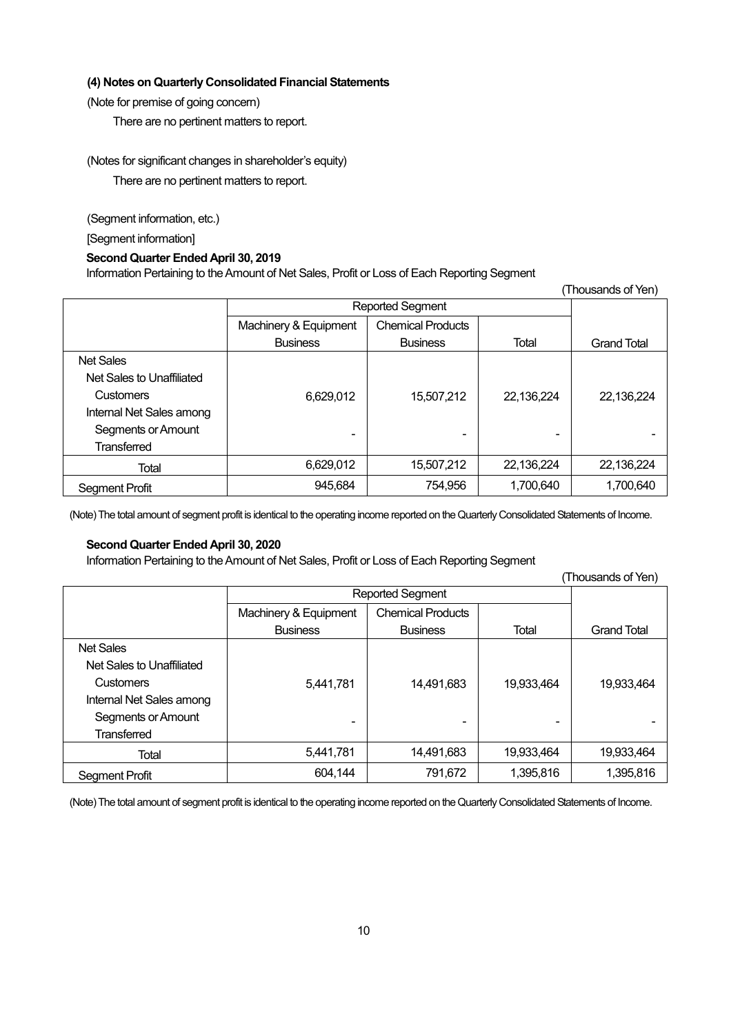### (4) Notes on Quarterly Consolidated Financial Statements

(Note for premise of going concern)

There are no pertinent matters to report.

(Notes for significant changes in shareholder's equity)

There are no pertinent matters to report.

(Segment information, etc.)

[Segment information]

**Second Quarter Ended April 30, 2019**

Information Pertaining to the Amount of Net Sales, Profit or Loss of Each Reporting Segment

(Thousands of Yen)

| | Reported Segment | | | |
|---|---|---|---|---|
| | Machinery & Equipment Business | Chemical Products Business | Total | Grand Total |
| Net Sales | | | | |
| Net Sales to Unaffiliated Customers | 6,629,012 | 15,507,212 | 22,136,224 | 22,136,224 |
| Internal Net Sales among Segments or Amount Transferred | - | - | - | - |
| Total | 6,629,012 | 15,507,212 | 22,136,224 | 22,136,224 |
| Segment Profit | 945,684 | 754,956 | 1,700,640 | 1,700,640 |

(Note) The total amount of segment profit is identical to the operating income reported on the Quarterly Consolidated Statements of Income.

**Second Quarter Ended April 30, 2020**

Information Pertaining to the Amount of Net Sales, Profit or Loss of Each Reporting Segment

(Thousands of Yen)

| | Reported Segment | | | |
|---|---|---|---|---|
| | Machinery & Equipment Business | Chemical Products Business | Total | Grand Total |
| Net Sales | | | | |
| Net Sales to Unaffiliated Customers | 5,441,781 | 14,491,683 | 19,933,464 | 19,933,464 |
| Internal Net Sales among Segments or Amount Transferred | - | - | - | - |
| Total | 5,441,781 | 14,491,683 | 19,933,464 | 19,933,464 |
| Segment Profit | 604,144 | 791,672 | 1,395,816 | 1,395,816 |

(Note) The total amount of segment profit is identical to the operating income reported on the Quarterly Consolidated Statements of Income.